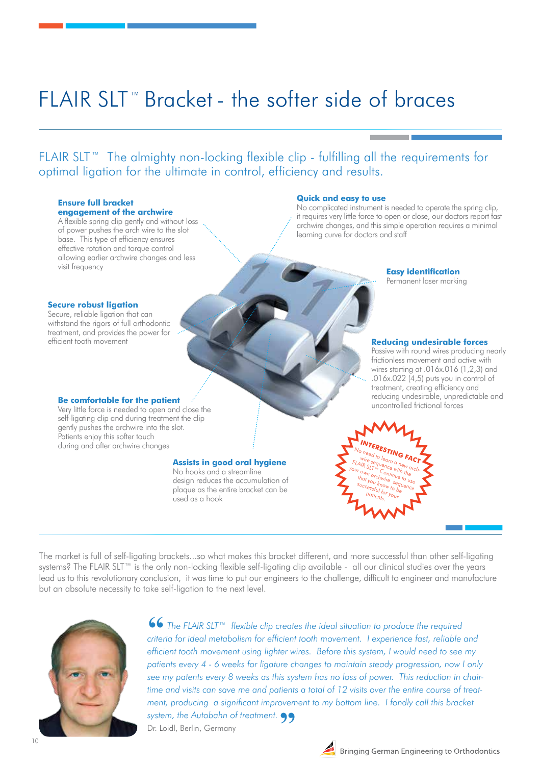# FLAIR SLT™ Bracket - the softer side of braces

## FLAIR SLT™ The almighty non-locking flexible clip - fulfilling all the requirements for optimal ligation for the ultimate in control, efficiency and results.

**Ensure full bracket engagement of the archwire**
A flexible spring clip gently and without loss of power pushes the arch wire to the slot base. This type of efficiency ensures effective rotation and torque control allowing earlier archwire changes and less visit frequency

**Quick and easy to use**
No complicated instrument is needed to operate the spring clip, it requires very little force to open or close, our doctors report fast archwire changes, and this simple operation requires a minimal learning curve for doctors and staff

**Easy identification**
Permanent laser marking

**Secure robust ligation**
Secure, reliable ligation that can withstand the rigors of full orthodontic treatment, and provides the power for efficient tooth movement

**Reducing undesirable forces**
Passive with round wires producing nearly frictionless movement and active with wires starting at .016x.016 (1,2,3) and .016x.022 (4,5) puts you in control of treatment, creating efficiency and reducing undesirable, unpredictable and uncontrolled frictional forces

**Be comfortable for the patient**
Very little force is needed to open and close the self-ligating clip and during treatment the clip gently pushes the archwire into the slot. Patients enjoy this softer touch during and after archwire changes

**Assists in good oral hygiene**
No hooks and a streamline design reduces the accumulation of plaque as the entire bracket can be used as a hook

**INTERESTING FACT**
No need to learn a new archwire sequence with the FLAIR SLT™. Continue to use your own archwire sequence that you know to be successful for your patients.

The market is full of self-ligating brackets...so what makes this bracket different, and more successful than other self-ligating systems? The FLAIR SLT™ is the only non-locking flexible self-ligating clip available - all our clinical studies over the years lead us to this revolutionary conclusion, it was time to put our engineers to the challenge, difficult to engineer and manufacture but an absolute necessity to take self-ligation to the next level.

*"The FLAIR SLT™ flexible clip creates the ideal situation to produce the required criteria for ideal metabolism for efficient tooth movement. I experience fast, reliable and efficient tooth movement using lighter wires. Before this system, I would need to see my patients every 4 - 6 weeks for ligature changes to maintain steady progression, now I only see my patents every 8 weeks as this system has no loss of power. This reduction in chair-time and visits can save me and patients a total of 12 visits over the entire course of treatment, producing a significant improvement to my bottom line. I fondly call this bracket system, the Autobahn of treatment."*

Dr. Loidl, Berlin, Germany

Bringing German Engineering to Orthodontics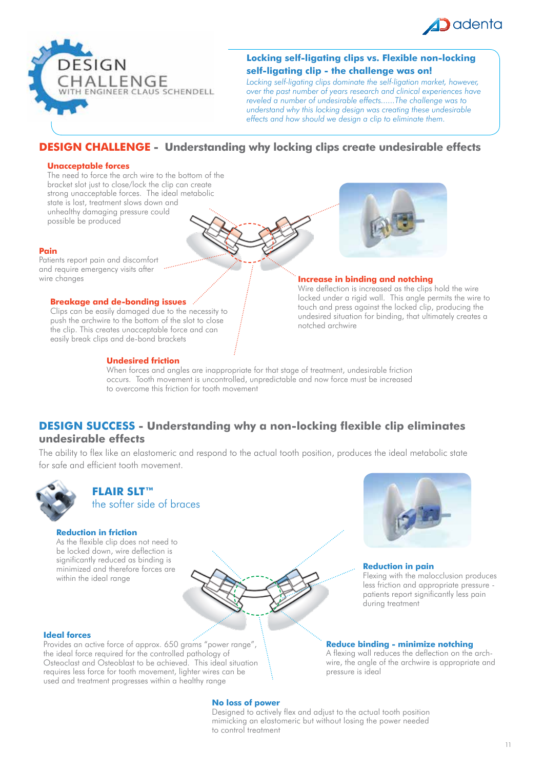# DESIGN CHALLENGE WITH ENGINEER CLAUS SCHENDELL

**Locking self-ligating clips vs. Flexible non-locking self-ligating clip - the challenge was on!**

*Locking self-ligating clips dominate the self-ligation market, however, over the past number of years research and clinical experiences have reveled a number of undesirable effects......The challenge was to understand why this locking design was creating these undesirable effects and how should we design a clip to eliminate them.*

## DESIGN CHALLENGE - Understanding why locking clips create undesirable effects

**Unacceptable forces**
The need to force the arch wire to the bottom of the bracket slot just to close/lock the clip can create strong unacceptable forces. The ideal metabolic state is lost, treatment slows down and unhealthy damaging pressure could possible be produced

**Pain**
Patients report pain and discomfort and require emergency visits after wire changes

**Breakage and de-bonding issues**
Clips can be easily damaged due to the necessity to push the archwire to the bottom of the slot to close the clip. This creates unacceptable force and can easily break clips and de-bond brackets

**Increase in binding and notching**
Wire deflection is increased as the clips hold the wire locked under a rigid wall. This angle permits the wire to touch and press against the locked clip, producing the undesired situation for binding, that ultimately creates a notched archwire

**Undesired friction**
When forces and angles are inappropriate for that stage of treatment, undesirable friction occurs. Tooth movement is uncontrolled, unpredictable and now force must be increased to overcome this friction for tooth movement

## DESIGN SUCCESS - Understanding why a non-locking flexible clip eliminates undesirable effects

The ability to flex like an elastomeric and respond to the actual tooth position, produces the ideal metabolic state for safe and efficient tooth movement.

### FLAIR SLT™
the softer side of braces

**Reduction in friction**
As the flexible clip does not need to be locked down, wire deflection is significantly reduced as binding is minimized and therefore forces are within the ideal range

**Reduction in pain**
Flexing with the malocclusion produces less friction and appropriate pressure - patients report significantly less pain during treatment

**Ideal forces**
Provides an active force of approx. 650 grams "power range", the ideal force required for the controlled pathology of Osteoclast and Osteoblast to be achieved. This ideal situation requires less force for tooth movement, lighter wires can be used and treatment progresses within a healthy range

**Reduce binding - minimize notching**
A flexing wall reduces the deflection on the arch-wire, the angle of the archwire is appropriate and pressure is ideal

**No loss of power**
Designed to actively flex and adjust to the actual tooth position mimicking an elastomeric but without losing the power needed to control treatment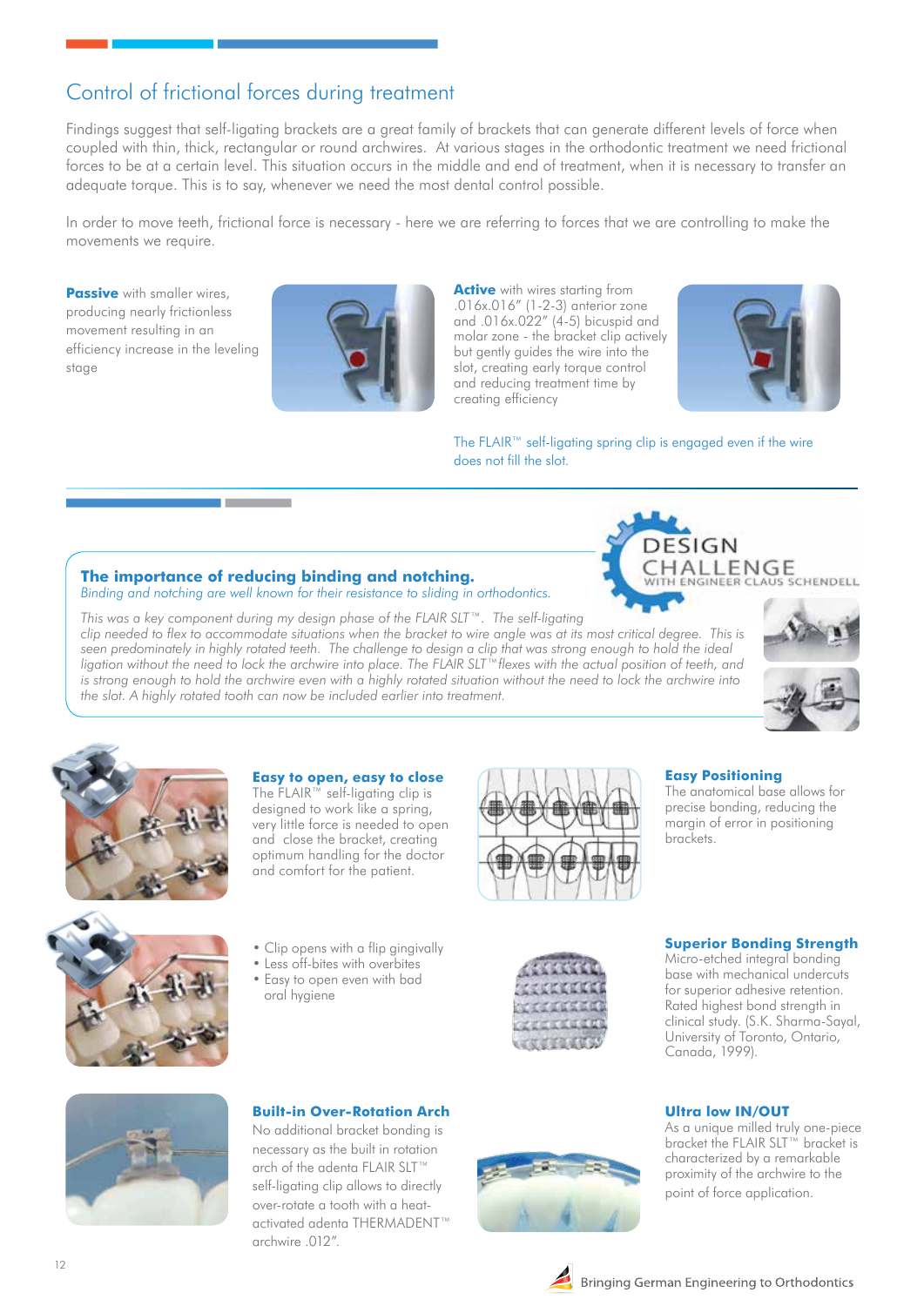## Control of frictional forces during treatment

Findings suggest that self-ligating brackets are a great family of brackets that can generate different levels of force when coupled with thin, thick, rectangular or round archwires. At various stages in the orthodontic treatment we need frictional forces to be at a certain level. This situation occurs in the middle and end of treatment, when it is necessary to transfer an adequate torque. This is to say, whenever we need the most dental control possible.

In order to move teeth, frictional force is necessary - here we are referring to forces that we are controlling to make the movements we require.

**Passive** with smaller wires, producing nearly frictionless movement resulting in an efficiency increase in the leveling stage

**Active** with wires starting from .016x.016" (1-2-3) anterior zone and .016x.022" (4-5) bicuspid and molar zone - the bracket clip actively but gently guides the wire into the slot, creating early torque control and reducing treatment time by creating efficiency

The FLAIR™ self-ligating spring clip is engaged even if the wire does not fill the slot.

DESIGN CHALLENGE WITH ENGINEER CLAUS SCHENDELL

### The importance of reducing binding and notching.

*Binding and notching are well known for their resistance to sliding in orthodontics.*

*This was a key component during my design phase of the FLAIR SLT™. The self-ligating clip needed to flex to accommodate situations when the bracket to wire angle was at its most critical degree. This is seen predominately in highly rotated teeth. The challenge to design a clip that was strong enough to hold the ideal ligation without the need to lock the archwire into place. The FLAIR SLT™ flexes with the actual position of teeth, and is strong enough to hold the archwire even with a highly rotated situation without the need to lock the archwire into the slot. A highly rotated tooth can now be included earlier into treatment.*

### Easy to open, easy to close

The FLAIR™ self-ligating clip is designed to work like a spring, very little force is needed to open and close the bracket, creating optimum handling for the doctor and comfort for the patient.

- Clip opens with a flip gingivally
- Less off-bites with overbites
- Easy to open even with bad oral hygiene

### Easy Positioning

The anatomical base allows for precise bonding, reducing the margin of error in positioning brackets.

### Superior Bonding Strength

Micro-etched integral bonding base with mechanical undercuts for superior adhesive retention. Rated highest bond strength in clinical study. (S.K. Sharma-Sayal, University of Toronto, Ontario, Canada, 1999).

### Built-in Over-Rotation Arch

No additional bracket bonding is necessary as the built in rotation arch of the adenta FLAIR SLT™ self-ligating clip allows to directly over-rotate a tooth with a heat-activated adenta THERMADENT™ archwire .012".

### Ultra low IN/OUT

As a unique milled truly one-piece bracket the FLAIR SLT™ bracket is characterized by a remarkable proximity of the archwire to the point of force application.

Bringing German Engineering to Orthodontics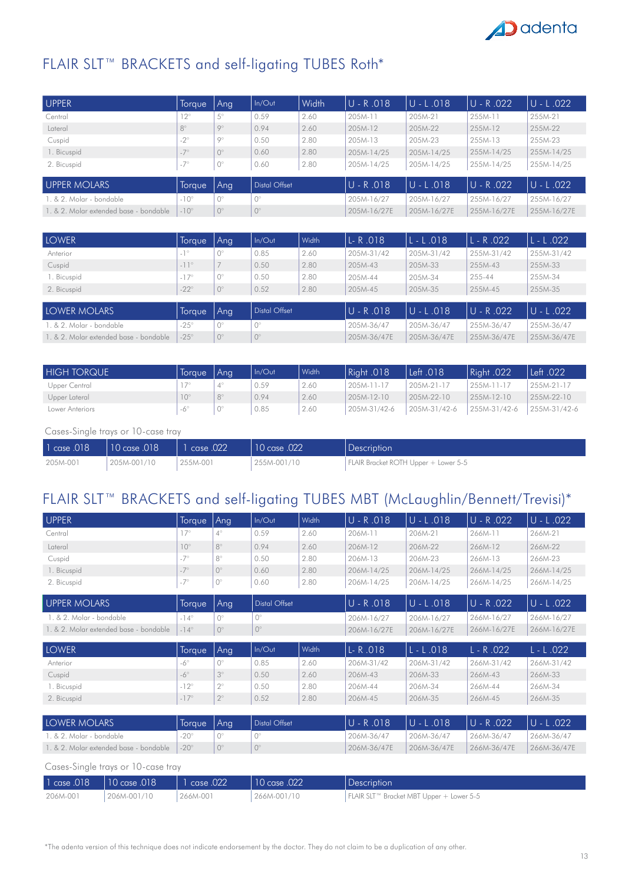adenta

# FLAIR SLT™ BRACKETS and self-ligating TUBES Roth*

| UPPER | Torque | Ang | In/Out | Width | U - R .018 | U - L .018 | U - R .022 | U - L .022 |
|---|---|---|---|---|---|---|---|---|
| Central | 12° | 5° | 0.59 | 2.60 | 205M-11 | 205M-21 | 255M-11 | 255M-21 |
| Lateral | 8° | 9° | 0.94 | 2.60 | 205M-12 | 205M-22 | 255M-12 | 255M-22 |
| Cuspid | -2° | 9° | 0.50 | 2.80 | 205M-13 | 205M-23 | 255M-13 | 255M-23 |
| 1. Bicuspid | -7° | 0° | 0.60 | 2.80 | 205M-14/25 | 205M-14/25 | 255M-14/25 | 255M-14/25 |
| 2. Bicuspid | -7° | 0° | 0.60 | 2.80 | 205M-14/25 | 205M-14/25 | 255M-14/25 | 255M-14/25 |

| UPPER MOLARS | Torque | Ang | Distal Offset | U - R .018 | U - L .018 | U - R .022 | U - L .022 |
|---|---|---|---|---|---|---|---|
| 1. & 2. Molar - bondable | -10° | 0° | 0° | 205M-16/27 | 205M-16/27 | 255M-16/27 | 255M-16/27 |
| 1. & 2. Molar extended base - bondable | -10° | 0° | 0° | 205M-16/27E | 205M-16/27E | 255M-16/27E | 255M-16/27E |

| LOWER | Torque | Ang | In/Out | Width | L- R .018 | L - L .018 | L - R .022 | L - L .022 |
|---|---|---|---|---|---|---|---|---|
| Anterior | -1° | 0° | 0.85 | 2.60 | 205M-31/42 | 205M-31/42 | 255M-31/42 | 255M-31/42 |
| Cuspid | -11° | 7 | 0.50 | 2.80 | 205M-43 | 205M-33 | 255M-43 | 255M-33 |
| 1. Bicuspid | -17° | 0° | 0.50 | 2.80 | 205M-44 | 205M-34 | 255-44 | 255M-34 |
| 2. Bicuspid | -22° | 0° | 0.52 | 2.80 | 205M-45 | 205M-35 | 255M-45 | 255M-35 |

| LOWER MOLARS | Torque | Ang | Distal Offset | U - R .018 | U - L .018 | U - R .022 | U - L .022 |
|---|---|---|---|---|---|---|---|
| 1. & 2. Molar - bondable | -25° | 0° | 0° | 205M-36/47 | 205M-36/47 | 255M-36/47 | 255M-36/47 |
| 1. & 2. Molar extended base - bondable | -25° | 0° | 0° | 205M-36/47E | 205M-36/47E | 255M-36/47E | 255M-36/47E |

| HIGH TORQUE | Torque | Ang | In/Out | Width | Right .018 | Left .018 | Right .022 | Left .022 |
|---|---|---|---|---|---|---|---|---|
| Upper Central | 17° | 4° | 0.59 | 2.60 | 205M-11-17 | 205M-21-17 | 255M-11-17 | 255M-21-17 |
| Upper Lateral | 10° | 8° | 0.94 | 2.60 | 205M-12-10 | 205M-22-10 | 255M-12-10 | 255M-22-10 |
| Lower Anteriors | -6° | 0° | 0.85 | 2.60 | 205M-31/42-6 | 205M-31/42-6 | 255M-31/42-6 | 255M-31/42-6 |

Cases-Single trays or 10-case tray

| 1 case .018 | 10 case .018 | 1 case .022 | 10 case .022 | Description |
|---|---|---|---|---|
| 205M-001 | 205M-001/10 | 255M-001 | 255M-001/10 | FLAIR Bracket ROTH Upper + Lower 5-5 |

# FLAIR SLT™ BRACKETS and self-ligating TUBES MBT (McLaughlin/Bennett/Trevisi)*

| UPPER | Torque | Ang | In/Out | Width | U - R .018 | U - L .018 | U - R .022 | U - L .022 |
|---|---|---|---|---|---|---|---|---|
| Central | 17° | 4° | 0.59 | 2.60 | 206M-11 | 206M-21 | 266M-11 | 266M-21 |
| Lateral | 10° | 8° | 0.94 | 2.60 | 206M-12 | 206M-22 | 266M-12 | 266M-22 |
| Cuspid | -7° | 8° | 0.50 | 2.80 | 206M-13 | 206M-23 | 266M-13 | 266M-23 |
| 1. Bicuspid | -7° | 0° | 0.60 | 2.80 | 206M-14/25 | 206M-14/25 | 266M-14/25 | 266M-14/25 |
| 2. Bicuspid | -7° | 0° | 0.60 | 2.80 | 206M-14/25 | 206M-14/25 | 266M-14/25 | 266M-14/25 |

| UPPER MOLARS | Torque | Ang | Distal Offset | U - R .018 | U - L .018 | U - R .022 | U - L .022 |
|---|---|---|---|---|---|---|---|
| 1. & 2. Molar - bondable | -14° | 0° | 0° | 206M-16/27 | 206M-16/27 | 266M-16/27 | 266M-16/27 |
| 1. & 2. Molar extended base - bondable | -14° | 0° | 0° | 206M-16/27E | 206M-16/27E | 266M-16/27E | 266M-16/27E |

| LOWER | Torque | Ang | In/Out | Width | L- R .018 | L - L .018 | L - R .022 | L - L .022 |
|---|---|---|---|---|---|---|---|---|
| Anterior | -6° | 0° | 0.85 | 2.60 | 206M-31/42 | 206M-31/42 | 266M-31/42 | 266M-31/42 |
| Cuspid | -6° | 3° | 0.50 | 2.60 | 206M-43 | 206M-33 | 266M-43 | 266M-33 |
| 1. Bicuspid | -12° | 2° | 0.50 | 2.80 | 206M-44 | 206M-34 | 266M-44 | 266M-34 |
| 2. Bicuspid | -17° | 2° | 0.52 | 2.80 | 206M-45 | 206M-35 | 266M-45 | 266M-35 |

| LOWER MOLARS | Torque | Ang | Distal Offset | U - R .018 | U - L .018 | U - R .022 | U - L .022 |
|---|---|---|---|---|---|---|---|
| 1. & 2. Molar - bondable | -20° | 0° | 0° | 206M-36/47 | 206M-36/47 | 266M-36/47 | 266M-36/47 |
| 1. & 2. Molar extended base - bondable | -20° | 0° | 0° | 206M-36/47E | 206M-36/47E | 266M-36/47E | 266M-36/47E |

Cases-Single trays or 10-case tray

| 1 case .018 | 10 case .018 | 1 case .022 | 10 case .022 | Description |
|---|---|---|---|---|
| 206M-001 | 206M-001/10 | 266M-001 | 266M-001/10 | FLAIR SLT™ Bracket MBT Upper + Lower 5-5 |

*The adenta version of this technique does not indicate endorsement by the doctor. They do not claim to be a duplication of any other.